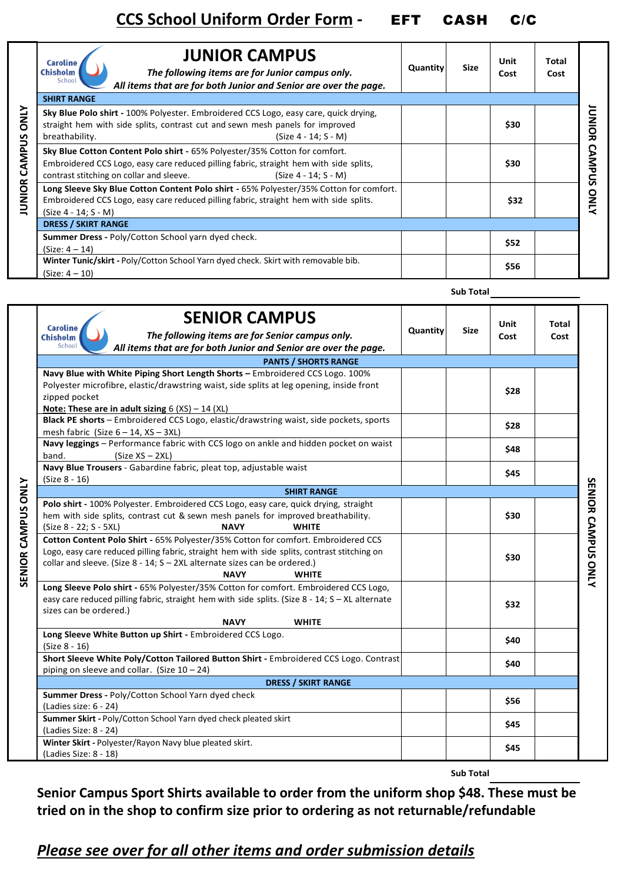# CCS School Uniform Order Form - EFT CASH C/C

## JUNIOR CAMPUS

*The following items are for Junior campus only.*
*All items that are for both Junior and Senior are over the page.*

JUNIOR CAMPUS ONLY

| Item | Quantity | Size | Unit Cost | Total Cost |
|---|---|---|---|---|
| **SHIRT RANGE** | | | | |
| **Sky Blue Polo shirt -** 100% Polyester. Embroidered CCS Logo, easy care, quick drying, straight hem with side splits, contrast cut and sewn mesh panels for improved breathability. (Size 4 - 14; S - M) | | | $30 | |
| **Sky Blue Cotton Content Polo shirt -** 65% Polyester/35% Cotton for comfort. Embroidered CCS Logo, easy care reduced pilling fabric, straight hem with side splits, contrast stitching on collar and sleeve. (Size 4 - 14; S - M) | | | $30 | |
| **Long Sleeve Sky Blue Cotton Content Polo shirt -** 65% Polyester/35% Cotton for comfort. Embroidered CCS Logo, easy care reduced pilling fabric, straight hem with side splits. (Size 4 - 14; S - M) | | | $32 | |
| **DRESS / SKIRT RANGE** | | | | |
| **Summer Dress -** Poly/Cotton School yarn dyed check. (Size: 4 – 14) | | | $52 | |
| **Winter Tunic/skirt -** Poly/Cotton School Yarn dyed check. Skirt with removable bib. (Size: 4 – 10) | | | $56 | |

**Sub Total** ____________

## SENIOR CAMPUS

*The following items are for Senior campus only.*
*All items that are for both Junior and Senior are over the page.*

SENIOR CAMPUS ONLY

| Item | Quantity | Size | Unit Cost | Total Cost |
|---|---|---|---|---|
| **PANTS / SHORTS RANGE** | | | | |
| **Navy Blue with White Piping Short Length Shorts –** Embroidered CCS Logo. 100% Polyester microfibre, elastic/drawstring waist, side splits at leg opening, inside front zipped pocket **Note: These are in adult sizing** 6 (XS) – 14 (XL) | | | $28 | |
| **Black PE shorts –** Embroidered CCS Logo, elastic/drawstring waist, side pockets, sports mesh fabric (Size 6 – 14, XS – 3XL) | | | $28 | |
| **Navy leggings –** Performance fabric with CCS logo on ankle and hidden pocket on waist band. (Size XS – 2XL) | | | $48 | |
| **Navy Blue Trousers -** Gabardine fabric, pleat top, adjustable waist (Size 8 - 16) | | | $45 | |
| **SHIRT RANGE** | | | | |
| **Polo shirt -** 100% Polyester. Embroidered CCS Logo, easy care, quick drying, straight hem with side splits, contrast cut & sewn mesh panels for improved breathability. (Size 8 - 22; S - 5XL) **NAVY** **WHITE** | | | $30 | |
| **Cotton Content Polo Shirt -** 65% Polyester/35% Cotton for comfort. Embroidered CCS Logo, easy care reduced pilling fabric, straight hem with side splits, contrast stitching on collar and sleeve. (Size 8 - 14; S – 2XL alternate sizes can be ordered.) **NAVY** **WHITE** | | | $30 | |
| **Long Sleeve Polo shirt -** 65% Polyester/35% Cotton for comfort. Embroidered CCS Logo, easy care reduced pilling fabric, straight hem with side splits. (Size 8 - 14; S – XL alternate sizes can be ordered.) **NAVY** **WHITE** | | | $32 | |
| **Long Sleeve White Button up Shirt -** Embroidered CCS Logo. (Size 8 - 16) | | | $40 | |
| **Short Sleeve White Poly/Cotton Tailored Button Shirt -** Embroidered CCS Logo. Contrast piping on sleeve and collar. (Size 10 – 24) | | | $40 | |
| **DRESS / SKIRT RANGE** | | | | |
| **Summer Dress -** Poly/Cotton School Yarn dyed check (Ladies size: 6 - 24) | | | $56 | |
| **Summer Skirt -** Poly/Cotton School Yarn dyed check pleated skirt (Ladies Size: 8 - 24) | | | $45 | |
| **Winter Skirt -** Polyester/Rayon Navy blue pleated skirt. (Ladies Size: 8 - 18) | | | $45 | |

**Sub Total** ____________

**Senior Campus Sport Shirts available to order from the uniform shop $48. These must be tried on in the shop to confirm size prior to ordering as not returnable/refundable**

***<u>Please see over for all other items and order submission details</u>***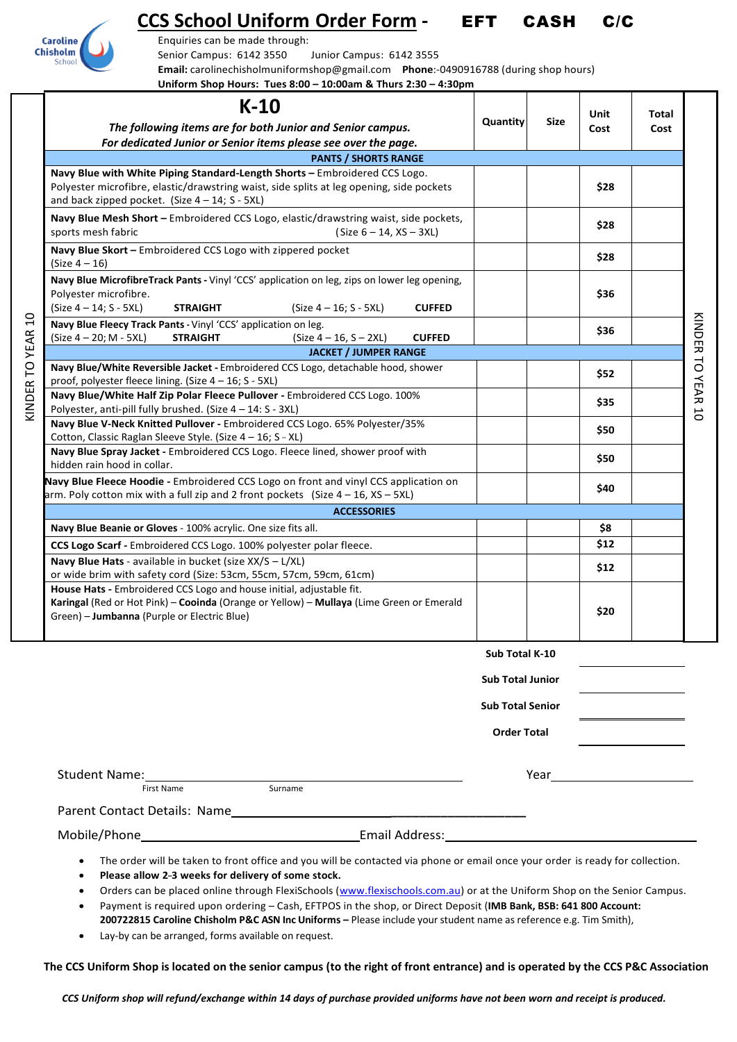# CCS School Uniform Order Form - EFT CASH C/C

Caroline Chisholm School

Enquiries can be made through:

Senior Campus: 6142 3550 Junior Campus: 6142 3555

**Email:** carolinechisholmuniformshop@gmail.com **Phone**:-0490916788 (during shop hours)

**Uniform Shop Hours: Tues 8:00 – 10:00am & Thurs 2:30 – 4:30pm**

KINDER TO YEAR 10

| **K-10**<br>***The following items are for both Junior and Senior campus.***<br>***For dedicated Junior or Senior items please see over the page.*** | Quantity | Size | Unit Cost | Total Cost |
|---|---|---|---|---|
| **PANTS / SHORTS RANGE** | | | | |
| **Navy Blue with White Piping Standard-Length Shorts –** Embroidered CCS Logo. Polyester microfibre, elastic/drawstring waist, side splits at leg opening, side pockets and back zipped pocket. (Size 4 – 14; S - 5XL) | | | $28 | |
| **Navy Blue Mesh Short –** Embroidered CCS Logo, elastic/drawstring waist, side pockets, sports mesh fabric (Size 6 – 14, XS – 3XL) | | | $28 | |
| **Navy Blue Skort –** Embroidered CCS Logo with zippered pocket (Size 4 – 16) | | | $28 | |
| **Navy Blue MicrofibreTrack Pants -** Vinyl 'CCS' application on leg, zips on lower leg opening, Polyester microfibre.<br>(Size 4 – 14; S - 5XL) **STRAIGHT** (Size 4 – 16; S - 5XL) **CUFFED** | | | $36 | |
| **Navy Blue Fleecy Track Pants -** Vinyl 'CCS' application on leg.<br>(Size 4 – 20; M - 5XL) **STRAIGHT** (Size 4 – 16, S – 2XL) **CUFFED** | | | $36 | |
| **JACKET / JUMPER RANGE** | | | | |
| **Navy Blue/White Reversible Jacket -** Embroidered CCS Logo, detachable hood, shower proof, polyester fleece lining. (Size 4 – 16; S - 5XL) | | | $52 | |
| **Navy Blue/White Half Zip Polar Fleece Pullover -** Embroidered CCS Logo. 100% Polyester, anti-pill fully brushed. (Size 4 – 14: S - 3XL) | | | $35 | |
| **Navy Blue V-Neck Knitted Pullover -** Embroidered CCS Logo. 65% Polyester/35% Cotton, Classic Raglan Sleeve Style. (Size 4 – 16; S – XL) | | | $50 | |
| **Navy Blue Spray Jacket -** Embroidered CCS Logo. Fleece lined, shower proof with hidden rain hood in collar. | | | $50 | |
| **Navy Blue Fleece Hoodie -** Embroidered CCS Logo on front and vinyl CCS application on arm. Poly cotton mix with a full zip and 2 front pockets (Size 4 – 16, XS – 5XL) | | | $40 | |
| **ACCESSORIES** | | | | |
| **Navy Blue Beanie or Gloves** - 100% acrylic. One size fits all. | | | $8 | |
| **CCS Logo Scarf -** Embroidered CCS Logo. 100% polyester polar fleece. | | | $12 | |
| **Navy Blue Hats** - available in bucket (size XX/S – L/XL)<br>or wide brim with safety cord (Size: 53cm, 55cm, 57cm, 59cm, 61cm) | | | $12 | |
| **House Hats -** Embroidered CCS Logo and house initial, adjustable fit.<br>**Karingal** (Red or Hot Pink) – **Cooinda** (Orange or Yellow) – **Mullaya** (Lime Green or Emerald Green) – **Jumbanna** (Purple or Electric Blue) | | | $20 | |

**Sub Total K-10** ____________

**Sub Total Junior** ____________

**Sub Total Senior** ____________

**Order Total** ____________

Student Name:_______________________________ Year_______________
First Name Surname

Parent Contact Details: Name_______________________________

Mobile/Phone___________________ Email Address:_______________________

- The order will be taken to front office and you will be contacted via phone or email once your order is ready for collection.
- **Please allow 2-3 weeks for delivery of some stock.**
- Orders can be placed online through FlexiSchools (www.flexischools.com.au) or at the Uniform Shop on the Senior Campus.
- Payment is required upon ordering – Cash, EFTPOS in the shop, or Direct Deposit (**IMB Bank, BSB: 641 800 Account: 200722815 Caroline Chisholm P&C ASN Inc Uniforms –** Please include your student name as reference e.g. Tim Smith),
- Lay-by can be arranged, forms available on request.

**The CCS Uniform Shop is located on the senior campus (to the right of front entrance) and is operated by the CCS P&C Association**

***CCS Uniform shop will refund/exchange within 14 days of purchase provided uniforms have not been worn and receipt is produced.***